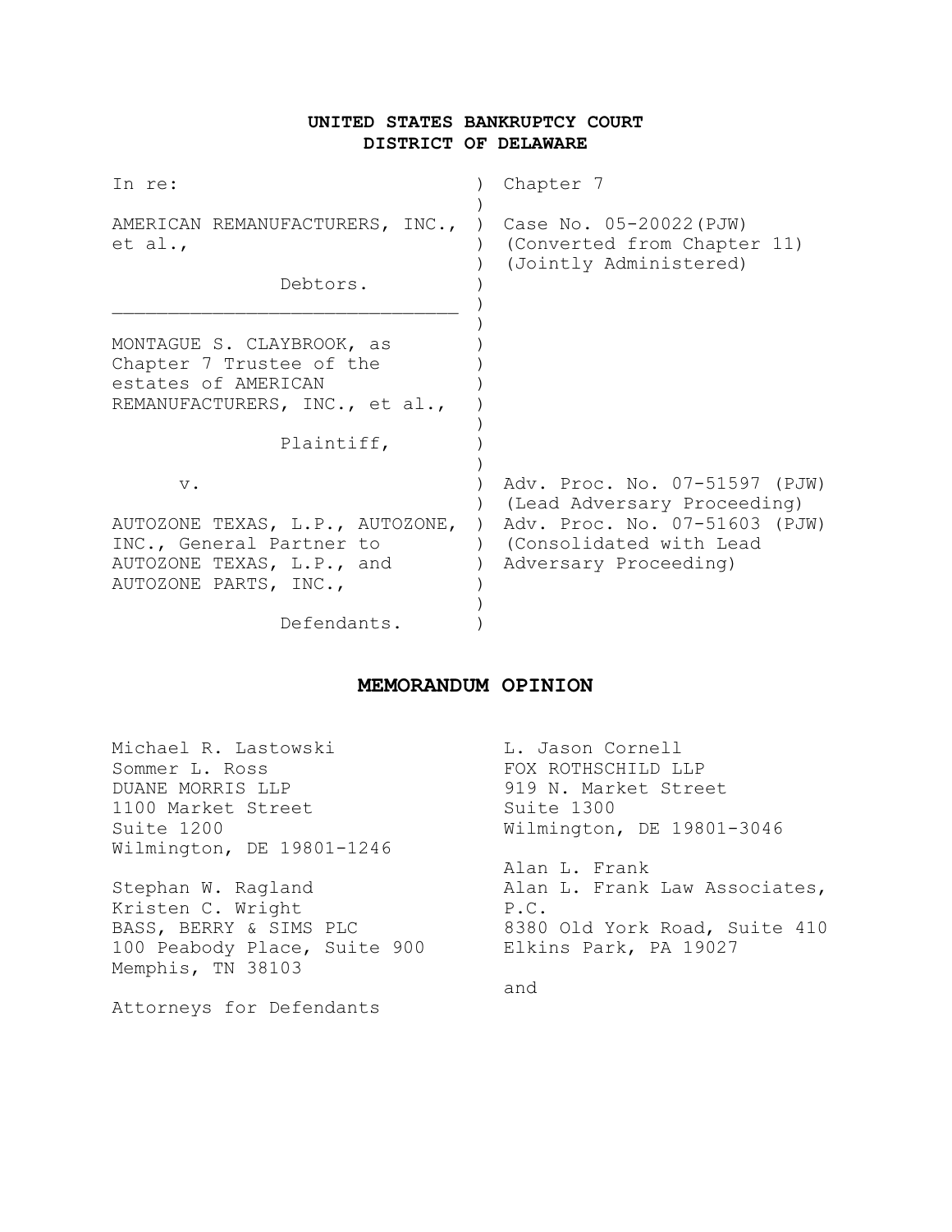**UNITED STATES BANKRUPTCY COURT**
**DISTRICT OF DELAWARE**

| | | |
|---|---|---|
| In re: | ) | Chapter 7 |
| | ) | |
| AMERICAN REMANUFACTURERS, INC., et al., | ) | Case No. 05-20022(PJW) (Converted from Chapter 11) (Jointly Administered) |
| Debtors. | ) | |
| MONTAGUE S. CLAYBROOK, as Chapter 7 Trustee of the estates of AMERICAN REMANUFACTURERS, INC., et al., | ) | |
| Plaintiff, | ) | |
| v. | ) | Adv. Proc. No. 07-51597 (PJW) (Lead Adversary Proceeding) |
| AUTOZONE TEXAS, L.P., AUTOZONE, INC., General Partner to AUTOZONE TEXAS, L.P., and AUTOZONE PARTS, INC., | ) | Adv. Proc. No. 07-51603 (PJW) (Consolidated with Lead Adversary Proceeding) |
| Defendants. | ) | |

## MEMORANDUM OPINION

Michael R. Lastowski
Sommer L. Ross
DUANE MORRIS LLP
1100 Market Street
Suite 1200
Wilmington, DE 19801-1246

Stephan W. Ragland
Kristen C. Wright
BASS, BERRY & SIMS PLC
100 Peabody Place, Suite 900
Memphis, TN 38103

Attorneys for Defendants

L. Jason Cornell
FOX ROTHSCHILD LLP
919 N. Market Street
Suite 1300
Wilmington, DE 19801-3046

Alan L. Frank
Alan L. Frank Law Associates, P.C.
8380 Old York Road, Suite 410
Elkins Park, PA 19027

and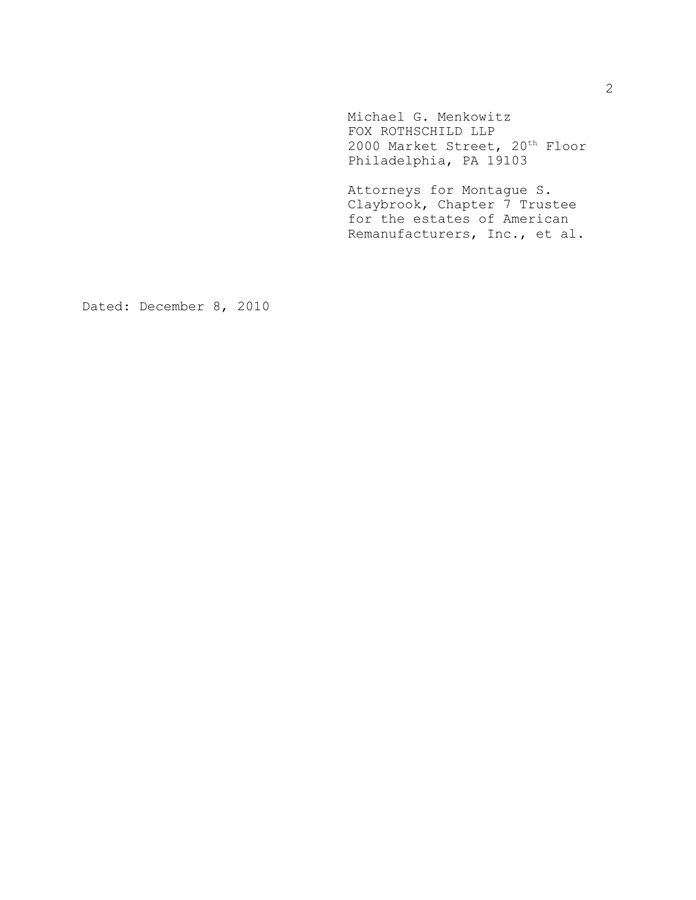Michael G. Menkowitz
FOX ROTHSCHILD LLP
2000 Market Street, 20th Floor
Philadelphia, PA 19103

Attorneys for Montague S. Claybrook, Chapter 7 Trustee for the estates of American Remanufacturers, Inc., et al.

Dated: December 8, 2010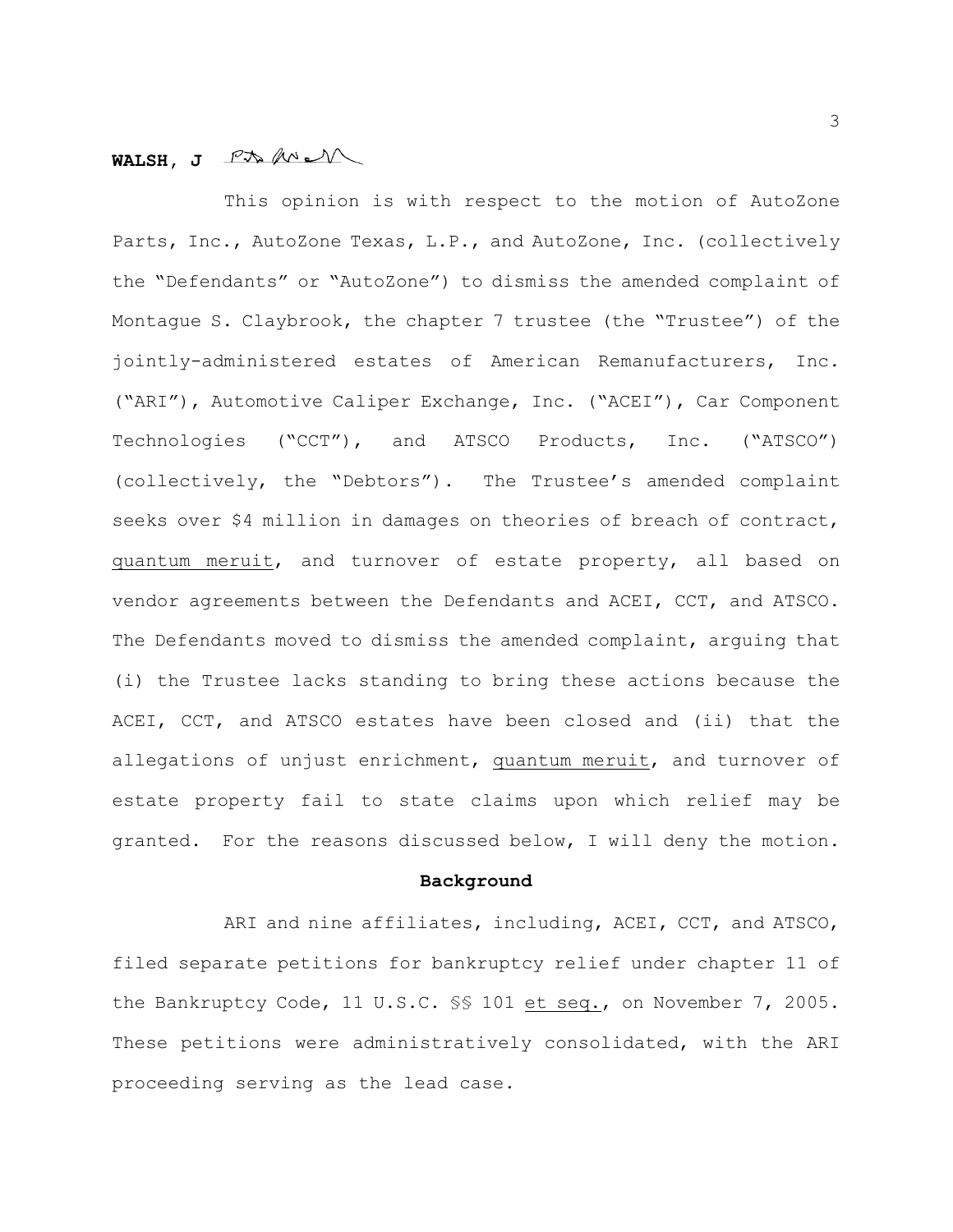**WALSH, J**

This opinion is with respect to the motion of AutoZone Parts, Inc., AutoZone Texas, L.P., and AutoZone, Inc. (collectively the "Defendants" or "AutoZone") to dismiss the amended complaint of Montague S. Claybrook, the chapter 7 trustee (the "Trustee") of the jointly-administered estates of American Remanufacturers, Inc. ("ARI"), Automotive Caliper Exchange, Inc. ("ACEI"), Car Component Technologies ("CCT"), and ATSCO Products, Inc. ("ATSCO") (collectively, the "Debtors"). The Trustee's amended complaint seeks over $4 million in damages on theories of breach of contract, quantum meruit, and turnover of estate property, all based on vendor agreements between the Defendants and ACEI, CCT, and ATSCO. The Defendants moved to dismiss the amended complaint, arguing that (i) the Trustee lacks standing to bring these actions because the ACEI, CCT, and ATSCO estates have been closed and (ii) that the allegations of unjust enrichment, quantum meruit, and turnover of estate property fail to state claims upon which relief may be granted. For the reasons discussed below, I will deny the motion.

**Background**

ARI and nine affiliates, including, ACEI, CCT, and ATSCO, filed separate petitions for bankruptcy relief under chapter 11 of the Bankruptcy Code, 11 U.S.C. §§ 101 et seq., on November 7, 2005. These petitions were administratively consolidated, with the ARI proceeding serving as the lead case.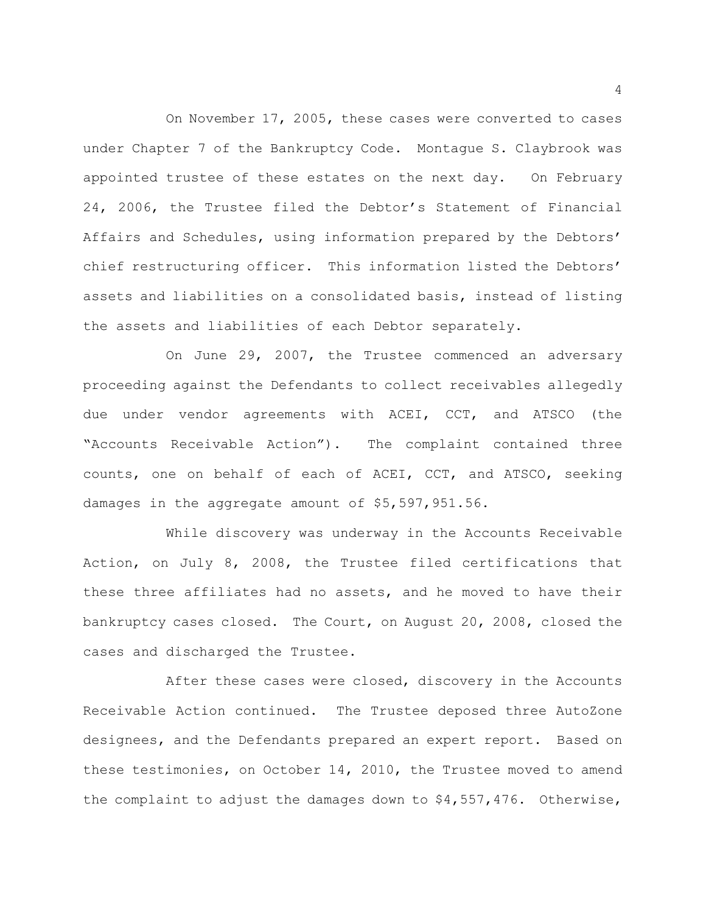On November 17, 2005, these cases were converted to cases under Chapter 7 of the Bankruptcy Code. Montague S. Claybrook was appointed trustee of these estates on the next day. On February 24, 2006, the Trustee filed the Debtor's Statement of Financial Affairs and Schedules, using information prepared by the Debtors' chief restructuring officer. This information listed the Debtors' assets and liabilities on a consolidated basis, instead of listing the assets and liabilities of each Debtor separately.

On June 29, 2007, the Trustee commenced an adversary proceeding against the Defendants to collect receivables allegedly due under vendor agreements with ACEI, CCT, and ATSCO (the "Accounts Receivable Action"). The complaint contained three counts, one on behalf of each of ACEI, CCT, and ATSCO, seeking damages in the aggregate amount of $5,597,951.56.

While discovery was underway in the Accounts Receivable Action, on July 8, 2008, the Trustee filed certifications that these three affiliates had no assets, and he moved to have their bankruptcy cases closed. The Court, on August 20, 2008, closed the cases and discharged the Trustee.

After these cases were closed, discovery in the Accounts Receivable Action continued. The Trustee deposed three AutoZone designees, and the Defendants prepared an expert report. Based on these testimonies, on October 14, 2010, the Trustee moved to amend the complaint to adjust the damages down to $4,557,476. Otherwise,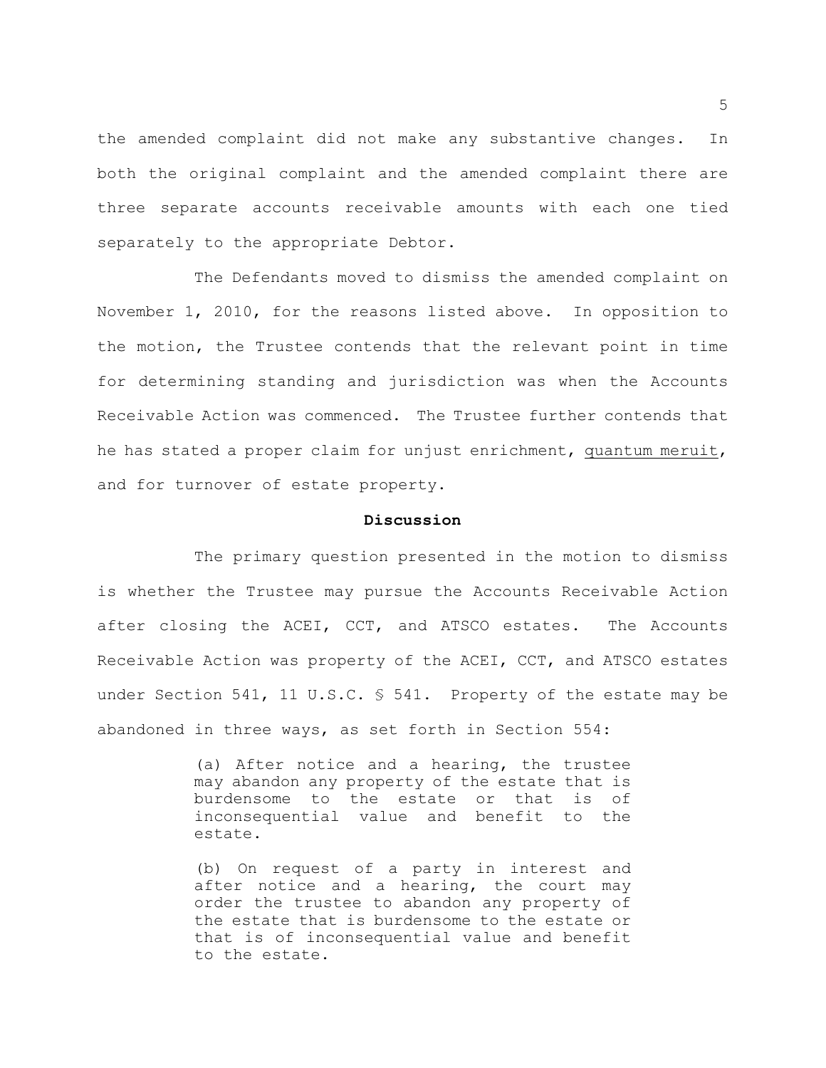the amended complaint did not make any substantive changes. In both the original complaint and the amended complaint there are three separate accounts receivable amounts with each one tied separately to the appropriate Debtor.

The Defendants moved to dismiss the amended complaint on November 1, 2010, for the reasons listed above. In opposition to the motion, the Trustee contends that the relevant point in time for determining standing and jurisdiction was when the Accounts Receivable Action was commenced. The Trustee further contends that he has stated a proper claim for unjust enrichment, quantum meruit, and for turnover of estate property.

**Discussion**

The primary question presented in the motion to dismiss is whether the Trustee may pursue the Accounts Receivable Action after closing the ACEI, CCT, and ATSCO estates. The Accounts Receivable Action was property of the ACEI, CCT, and ATSCO estates under Section 541, 11 U.S.C. § 541. Property of the estate may be abandoned in three ways, as set forth in Section 554:

> (a) After notice and a hearing, the trustee may abandon any property of the estate that is burdensome to the estate or that is of inconsequential value and benefit to the estate.
>
> (b) On request of a party in interest and after notice and a hearing, the court may order the trustee to abandon any property of the estate that is burdensome to the estate or that is of inconsequential value and benefit to the estate.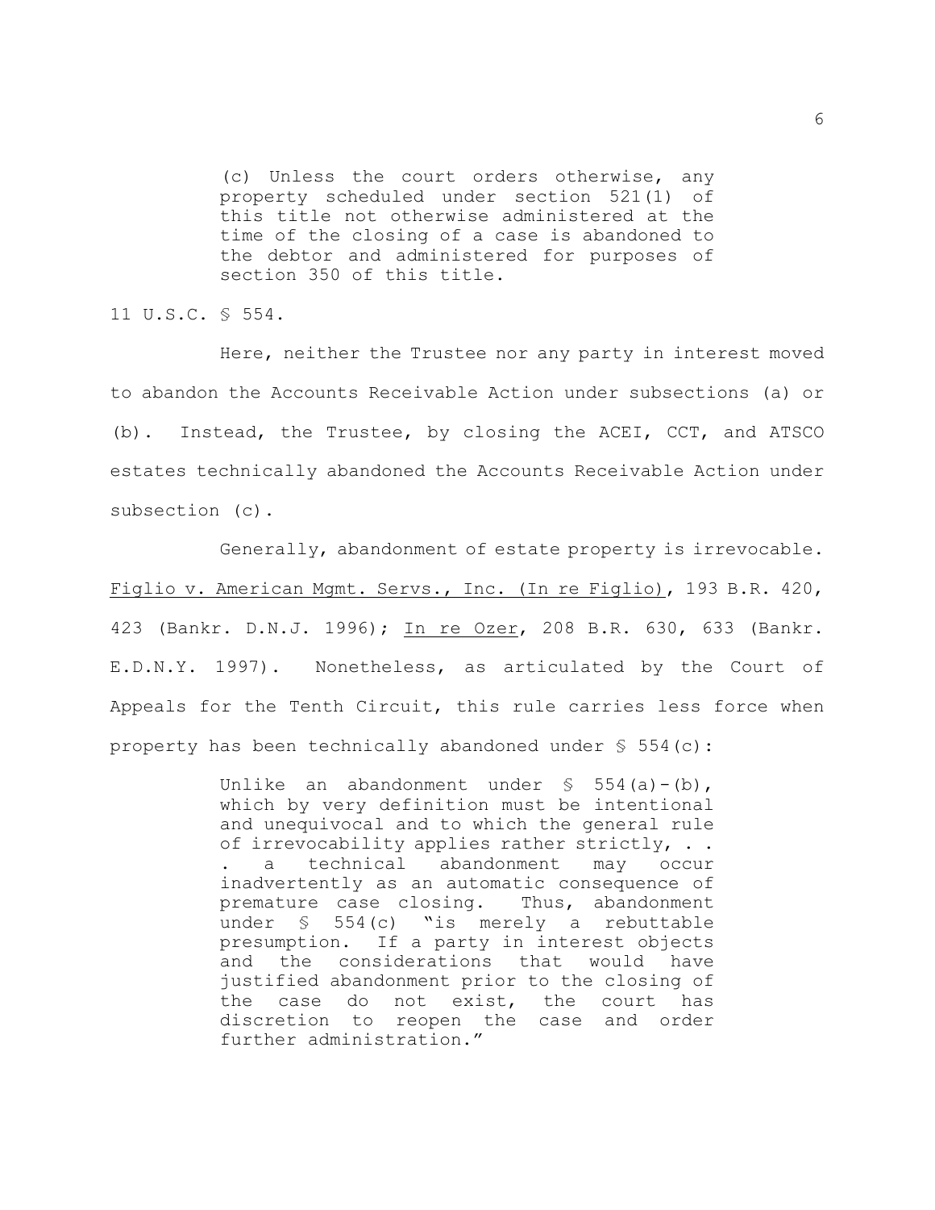> (c) Unless the court orders otherwise, any property scheduled under section 521(1) of this title not otherwise administered at the time of the closing of a case is abandoned to the debtor and administered for purposes of section 350 of this title.

11 U.S.C. § 554.

Here, neither the Trustee nor any party in interest moved to abandon the Accounts Receivable Action under subsections (a) or (b). Instead, the Trustee, by closing the ACEI, CCT, and ATSCO estates technically abandoned the Accounts Receivable Action under subsection (c).

Generally, abandonment of estate property is irrevocable. Figlio v. American Mgmt. Servs., Inc. (In re Figlio), 193 B.R. 420, 423 (Bankr. D.N.J. 1996); In re Ozer, 208 B.R. 630, 633 (Bankr. E.D.N.Y. 1997). Nonetheless, as articulated by the Court of Appeals for the Tenth Circuit, this rule carries less force when property has been technically abandoned under § 554(c):

> Unlike an abandonment under § 554(a)-(b), which by very definition must be intentional and unequivocal and to which the general rule of irrevocability applies rather strictly, . . . a technical abandonment may occur inadvertently as an automatic consequence of premature case closing. Thus, abandonment under § 554(c) "is merely a rebuttable presumption. If a party in interest objects and the considerations that would have justified abandonment prior to the closing of the case do not exist, the court has discretion to reopen the case and order further administration."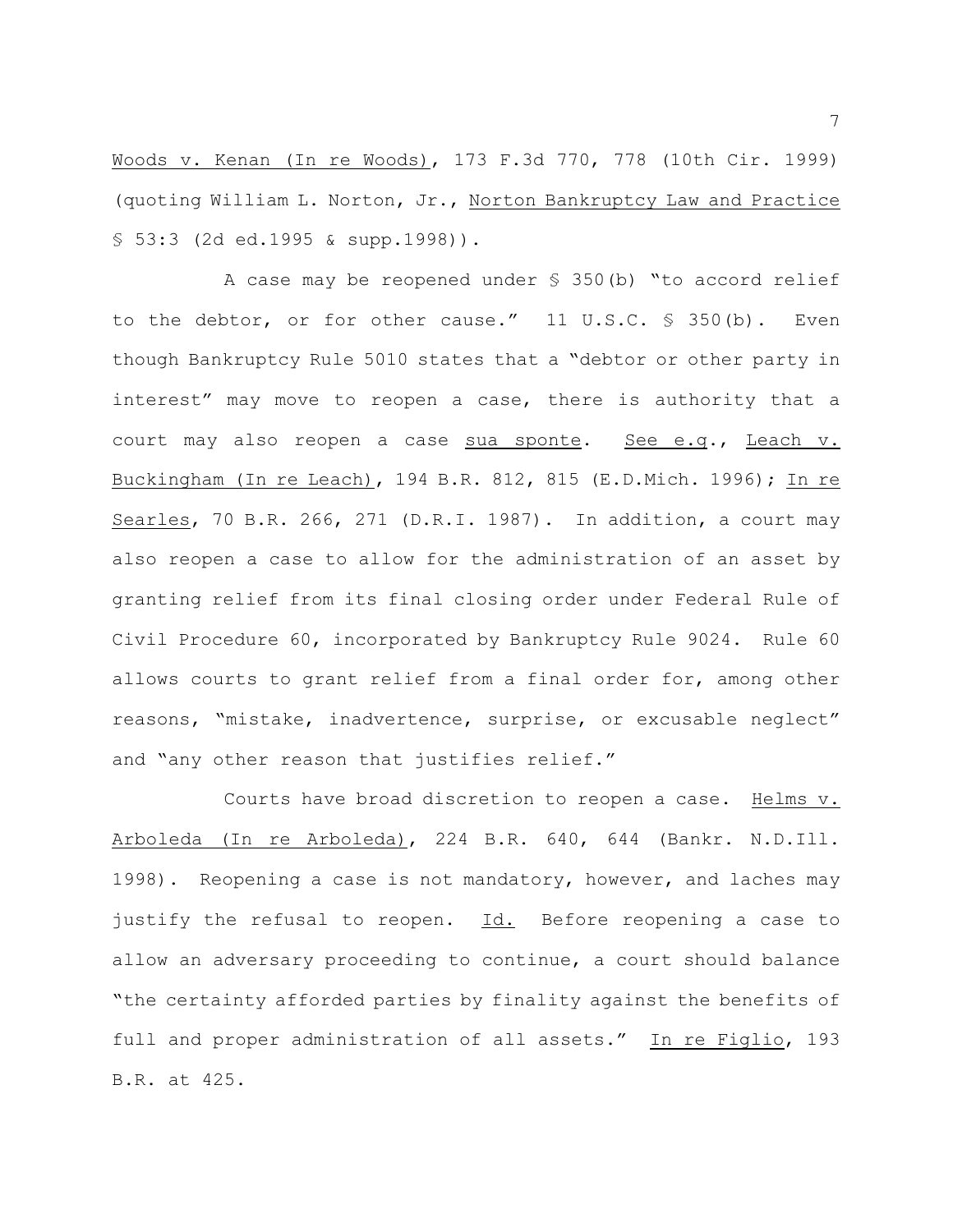Woods v. Kenan (In re Woods), 173 F.3d 770, 778 (10th Cir. 1999) (quoting William L. Norton, Jr., Norton Bankruptcy Law and Practice § 53:3 (2d ed.1995 & supp.1998)).

A case may be reopened under § 350(b) "to accord relief to the debtor, or for other cause." 11 U.S.C. § 350(b). Even though Bankruptcy Rule 5010 states that a "debtor or other party in interest" may move to reopen a case, there is authority that a court may also reopen a case *sua sponte*. *See e.g.*, Leach v. Buckingham (In re Leach), 194 B.R. 812, 815 (E.D.Mich. 1996); In re Searles, 70 B.R. 266, 271 (D.R.I. 1987). In addition, a court may also reopen a case to allow for the administration of an asset by granting relief from its final closing order under Federal Rule of Civil Procedure 60, incorporated by Bankruptcy Rule 9024. Rule 60 allows courts to grant relief from a final order for, among other reasons, "mistake, inadvertence, surprise, or excusable neglect" and "any other reason that justifies relief."

Courts have broad discretion to reopen a case. Helms v. Arboleda (In re Arboleda), 224 B.R. 640, 644 (Bankr. N.D.Ill. 1998). Reopening a case is not mandatory, however, and laches may justify the refusal to reopen. *Id.* Before reopening a case to allow an adversary proceeding to continue, a court should balance "the certainty afforded parties by finality against the benefits of full and proper administration of all assets." In re Figlio, 193 B.R. at 425.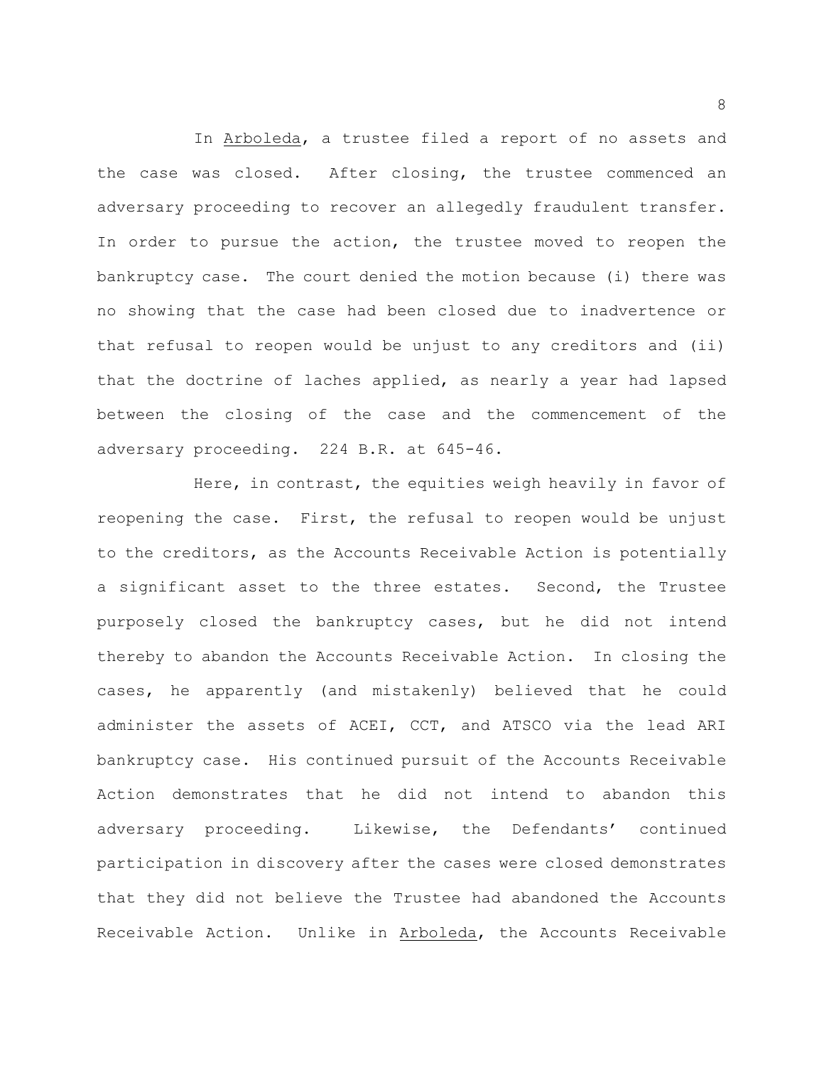In *Arboleda*, a trustee filed a report of no assets and the case was closed. After closing, the trustee commenced an adversary proceeding to recover an allegedly fraudulent transfer. In order to pursue the action, the trustee moved to reopen the bankruptcy case. The court denied the motion because (i) there was no showing that the case had been closed due to inadvertence or that refusal to reopen would be unjust to any creditors and (ii) that the doctrine of laches applied, as nearly a year had lapsed between the closing of the case and the commencement of the adversary proceeding. 224 B.R. at 645-46.

Here, in contrast, the equities weigh heavily in favor of reopening the case. First, the refusal to reopen would be unjust to the creditors, as the Accounts Receivable Action is potentially a significant asset to the three estates. Second, the Trustee purposely closed the bankruptcy cases, but he did not intend thereby to abandon the Accounts Receivable Action. In closing the cases, he apparently (and mistakenly) believed that he could administer the assets of ACEI, CCT, and ATSCO via the lead ARI bankruptcy case. His continued pursuit of the Accounts Receivable Action demonstrates that he did not intend to abandon this adversary proceeding. Likewise, the Defendants' continued participation in discovery after the cases were closed demonstrates that they did not believe the Trustee had abandoned the Accounts Receivable Action. Unlike in *Arboleda*, the Accounts Receivable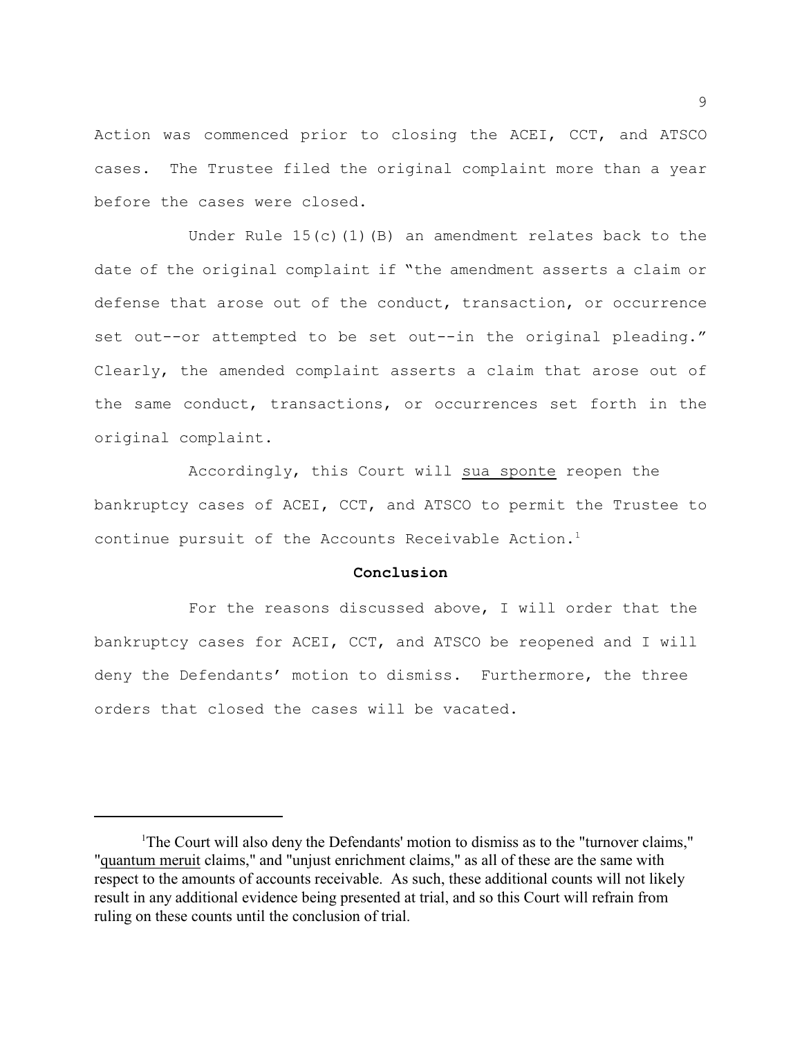Action was commenced prior to closing the ACEI, CCT, and ATSCO cases. The Trustee filed the original complaint more than a year before the cases were closed.

Under Rule 15(c)(1)(B) an amendment relates back to the date of the original complaint if "the amendment asserts a claim or defense that arose out of the conduct, transaction, or occurrence set out--or attempted to be set out--in the original pleading." Clearly, the amended complaint asserts a claim that arose out of the same conduct, transactions, or occurrences set forth in the original complaint.

Accordingly, this Court will sua sponte reopen the bankruptcy cases of ACEI, CCT, and ATSCO to permit the Trustee to continue pursuit of the Accounts Receivable Action.[1]

**Conclusion**

For the reasons discussed above, I will order that the bankruptcy cases for ACEI, CCT, and ATSCO be reopened and I will deny the Defendants' motion to dismiss. Furthermore, the three orders that closed the cases will be vacated.

---

[1]The Court will also deny the Defendants' motion to dismiss as to the "turnover claims," "quantum meruit claims," and "unjust enrichment claims," as all of these are the same with respect to the amounts of accounts receivable. As such, these additional counts will not likely result in any additional evidence being presented at trial, and so this Court will refrain from ruling on these counts until the conclusion of trial.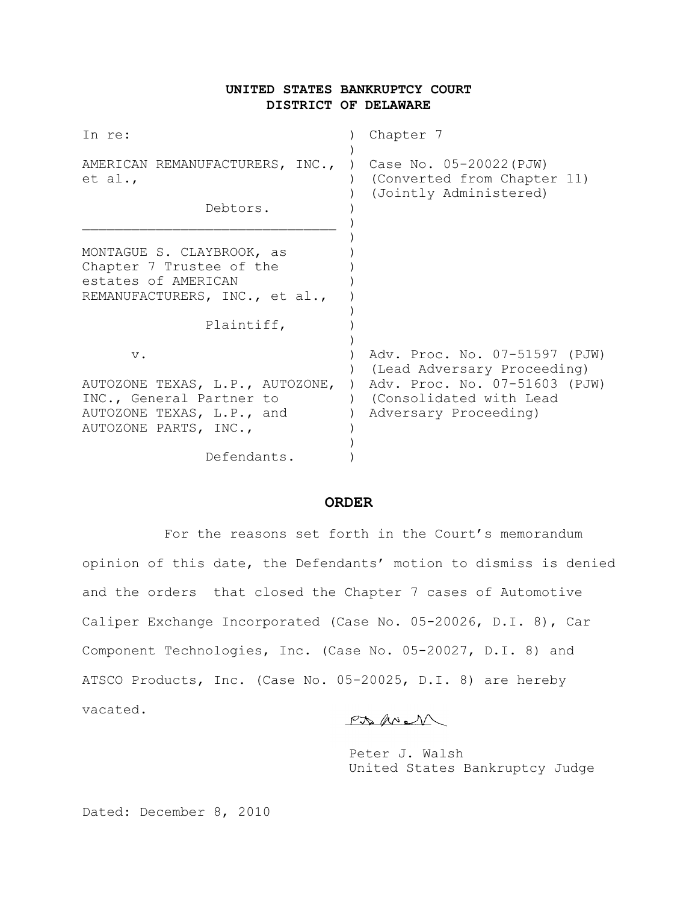**UNITED STATES BANKRUPTCY COURT**
**DISTRICT OF DELAWARE**

| | | |
|---|---|---|
| In re: | ) | Chapter 7 |
| | ) | |
| AMERICAN REMANUFACTURERS, INC., et al., | ) | Case No. 05-20022(PJW) (Converted from Chapter 11) (Jointly Administered) |
| Debtors. | ) | |
| ______________________________ | ) | |
| MONTAGUE S. CLAYBROOK, as Chapter 7 Trustee of the estates of AMERICAN REMANUFACTURERS, INC., et al., | ) | |
| Plaintiff, | ) | |
| v. | ) | Adv. Proc. No. 07-51597 (PJW) (Lead Adversary Proceeding) |
| AUTOZONE TEXAS, L.P., AUTOZONE, INC., General Partner to AUTOZONE TEXAS, L.P., and AUTOZONE PARTS, INC., | ) | Adv. Proc. No. 07-51603 (PJW) (Consolidated with Lead Adversary Proceeding) |
| Defendants. | ) | |

## ORDER

For the reasons set forth in the Court's memorandum opinion of this date, the Defendants' motion to dismiss is denied and the orders that closed the Chapter 7 cases of Automotive Caliper Exchange Incorporated (Case No. 05-20026, D.I. 8), Car Component Technologies, Inc. (Case No. 05-20027, D.I. 8) and ATSCO Products, Inc. (Case No. 05-20025, D.I. 8) are hereby vacated.

Peter J. Walsh
United States Bankruptcy Judge

Dated: December 8, 2010